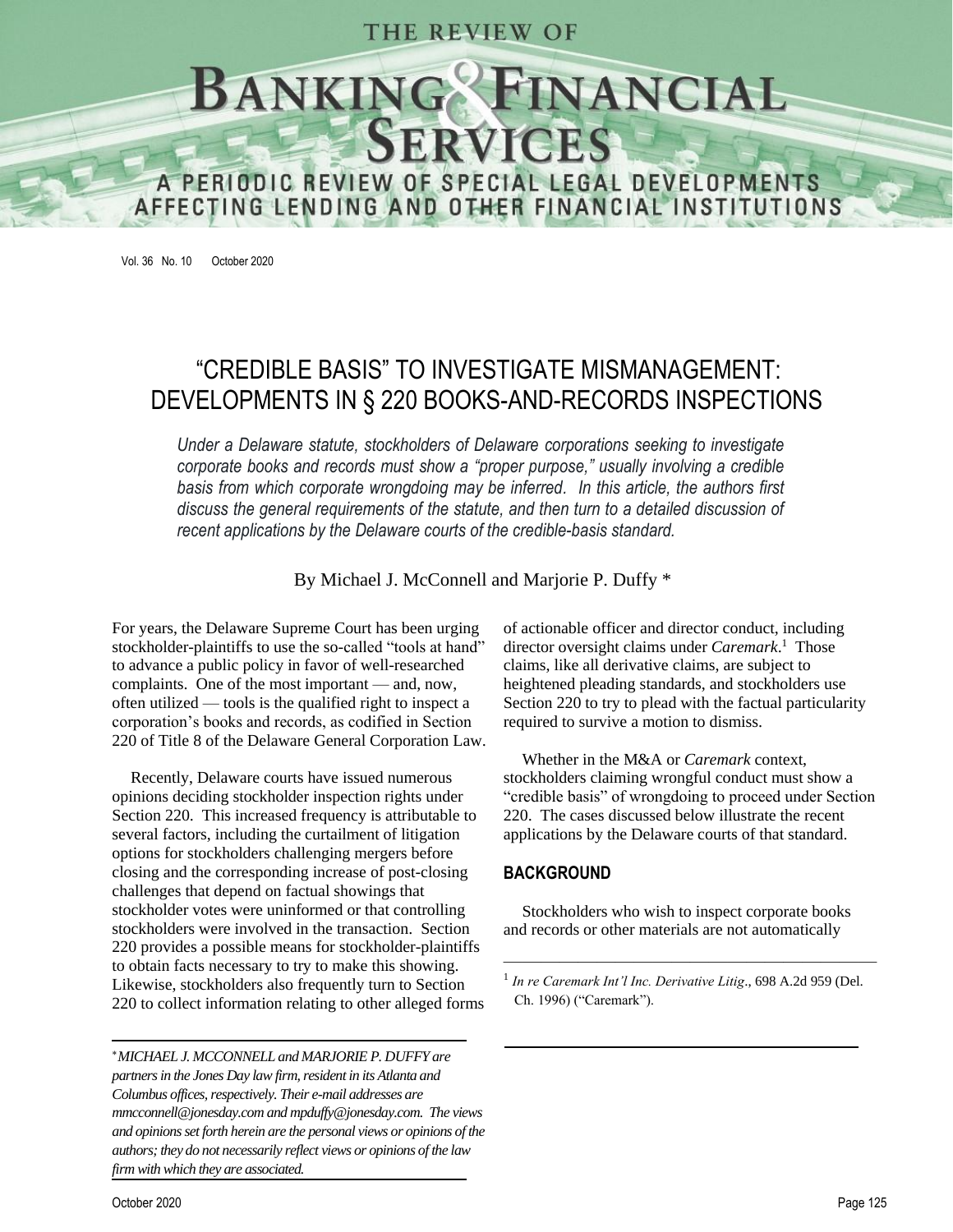# "CREDIBLE BASIS" TO INVESTIGATE MISMANAGEMENT: DEVELOPMENTS IN § 220 BOOKS-AND-RECORDS INSPECTIONS

*Under a Delaware statute, stockholders of Delaware corporations seeking to investigate corporate books and records must show a "proper purpose," usually involving a credible basis from which corporate wrongdoing may be inferred. In this article, the authors first discuss the general requirements of the statute, and then turn to a detailed discussion of recent applications by the Delaware courts of the credible-basis standard.*

By Michael J. McConnell and Marjorie P. Duffy *

For years, the Delaware Supreme Court has been urging stockholder-plaintiffs to use the so-called "tools at hand" to advance a public policy in favor of well-researched complaints. One of the most important — and, now, often utilized — tools is the qualified right to inspect a corporation's books and records, as codified in Section 220 of Title 8 of the Delaware General Corporation Law.

Recently, Delaware courts have issued numerous opinions deciding stockholder inspection rights under Section 220. This increased frequency is attributable to several factors, including the curtailment of litigation options for stockholders challenging mergers before closing and the corresponding increase of post-closing challenges that depend on factual showings that stockholder votes were uninformed or that controlling stockholders were involved in the transaction. Section 220 provides a possible means for stockholder-plaintiffs to obtain facts necessary to try to make this showing. Likewise, stockholders also frequently turn to Section 220 to collect information relating to other alleged forms of actionable officer and director conduct, including director oversight claims under *Caremark*.[1] Those claims, like all derivative claims, are subject to heightened pleading standards, and stockholders use Section 220 to try to plead with the factual particularity required to survive a motion to dismiss.

Whether in the M&A or *Caremark* context, stockholders claiming wrongful conduct must show a "credible basis" of wrongdoing to proceed under Section 220. The cases discussed below illustrate the recent applications by the Delaware courts of that standard.

## BACKGROUND

Stockholders who wish to inspect corporate books and records or other materials are not automatically

---

[1] *In re Caremark Int'l Inc. Derivative Litig*., 698 A.2d 959 (Del. Ch. 1996) ("Caremark").

---

\* *MICHAEL J. MCCONNELL and MARJORIE P. DUFFY are partners in the Jones Day law firm, resident in its Atlanta and Columbus offices, respectively. Their e-mail addresses are mmcconnell@jonesday.com and mpduffy@jonesday.com. The views and opinions set forth herein are the personal views or opinions of the authors; they do not necessarily reflect views or opinions of the law firm with which they are associated.*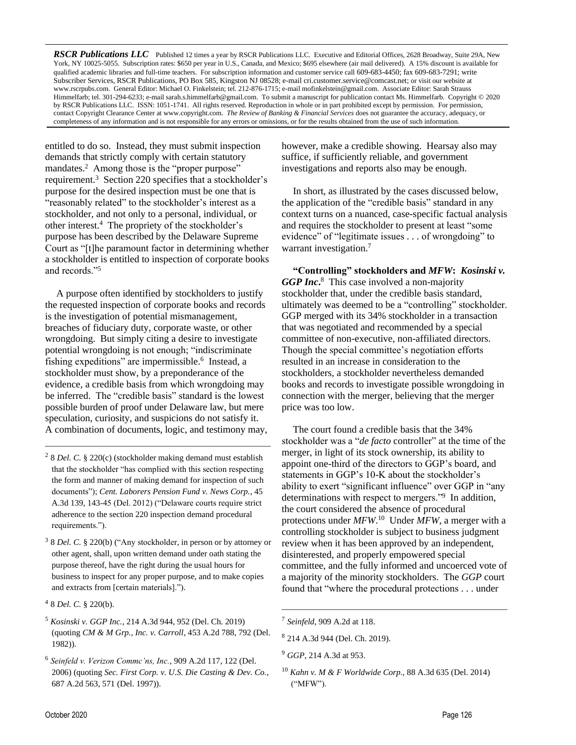*RSCR Publications LLC* Published 12 times a year by RSCR Publications LLC. Executive and Editorial Offices, 2628 Broadway, Suite 29A, New York, NY 10025-5055. Subscription rates: $650 per year in U.S., Canada, and Mexico; $695 elsewhere (air mail delivered). A 15% discount is available for qualified academic libraries and full-time teachers. For subscription information and customer service call 609-683-4450; fax 609-683-7291; write Subscriber Services, RSCR Publications, PO Box 585, Kingston NJ 08528; e-mail cri.customer.service@comcast.net; or visit our website at www.rscrpubs.com. General Editor: Michael O. Finkelstein; tel. 212-876-1715; e-mail mofinkelstein@gmail.com. Associate Editor: Sarah Strauss Himmelfarb; tel. 301-294-6233; e-mail sarah.s.himmelfarb@gmail.com. To submit a manuscript for publication contact Ms. Himmelfarb. Copyright © 2020 by RSCR Publications LLC. ISSN: 1051-1741. All rights reserved. Reproduction in whole or in part prohibited except by permission. For permission, contact Copyright Clearance Center at www.copyright.com. *The Review of Banking & Financial Services* does not guarantee the accuracy, adequacy, or completeness of any information and is not responsible for any errors or omissions, or for the results obtained from the use of such information.

entitled to do so. Instead, they must submit inspection demands that strictly comply with certain statutory mandates.[2] Among those is the "proper purpose" requirement.[3] Section 220 specifies that a stockholder's purpose for the desired inspection must be one that is "reasonably related" to the stockholder's interest as a stockholder, and not only to a personal, individual, or other interest.[4] The propriety of the stockholder's purpose has been described by the Delaware Supreme Court as "[t]he paramount factor in determining whether a stockholder is entitled to inspection of corporate books and records."[5]

A purpose often identified by stockholders to justify the requested inspection of corporate books and records is the investigation of potential mismanagement, breaches of fiduciary duty, corporate waste, or other wrongdoing. But simply citing a desire to investigate potential wrongdoing is not enough; "indiscriminate fishing expeditions" are impermissible.[6] Instead, a stockholder must show, by a preponderance of the evidence, a credible basis from which wrongdoing may be inferred. The "credible basis" standard is the lowest possible burden of proof under Delaware law, but mere speculation, curiosity, and suspicions do not satisfy it. A combination of documents, logic, and testimony may, however, make a credible showing. Hearsay also may suffice, if sufficiently reliable, and government investigations and reports also may be enough.

In short, as illustrated by the cases discussed below, the application of the "credible basis" standard in any context turns on a nuanced, case-specific factual analysis and requires the stockholder to present at least "some evidence" of "legitimate issues . . . of wrongdoing" to warrant investigation.[7]

**"Controlling" stockholders and *MFW*: *Kosinski v. GGP Inc*.**[8] This case involved a non-majority stockholder that, under the credible basis standard, ultimately was deemed to be a "controlling" stockholder. GGP merged with its 34% stockholder in a transaction that was negotiated and recommended by a special committee of non-executive, non-affiliated directors. Though the special committee's negotiation efforts resulted in an increase in consideration to the stockholders, a stockholder nevertheless demanded books and records to investigate possible wrongdoing in connection with the merger, believing that the merger price was too low.

The court found a credible basis that the 34% stockholder was a "*de facto* controller" at the time of the merger, in light of its stock ownership, its ability to appoint one-third of the directors to GGP's board, and statements in GGP's 10-K about the stockholder's ability to exert "significant influence" over GGP in "any determinations with respect to mergers."[9] In addition, the court considered the absence of procedural protections under *MFW*.[10] Under *MFW*, a merger with a controlling stockholder is subject to business judgment review when it has been approved by an independent, disinterested, and properly empowered special committee, and the fully informed and uncoerced vote of a majority of the minority stockholders. The *GGP* court found that "where the procedural protections . . . under

---

[2] 8 *Del. C.* § 220(c) (stockholder making demand must establish that the stockholder "has complied with this section respecting the form and manner of making demand for inspection of such documents"); *Cent. Laborers Pension Fund v. News Corp.*, 45 A.3d 139, 143-45 (Del. 2012) ("Delaware courts require strict adherence to the section 220 inspection demand procedural requirements.").

[3] 8 *Del. C.* § 220(b) ("Any stockholder, in person or by attorney or other agent, shall, upon written demand under oath stating the purpose thereof, have the right during the usual hours for business to inspect for any proper purpose, and to make copies and extracts from [certain materials].").

[4] 8 *Del. C.* § 220(b).

[5] *Kosinski v. GGP Inc.*, 214 A.3d 944, 952 (Del. Ch. 2019) (quoting *CM & M Grp., Inc. v. Carroll*, 453 A.2d 788, 792 (Del. 1982)).

[6] *Seinfeld v. Verizon Commc'ns, Inc.*, 909 A.2d 117, 122 (Del. 2006) (quoting *Sec. First Corp. v. U.S. Die Casting & Dev. Co.*, 687 A.2d 563, 571 (Del. 1997)).

[7] *Seinfeld*, 909 A.2d at 118.

[8] 214 A.3d 944 (Del. Ch. 2019).

[9] *GGP*, 214 A.3d at 953.

[10] *Kahn v. M & F Worldwide Corp*., 88 A.3d 635 (Del. 2014) ("MFW").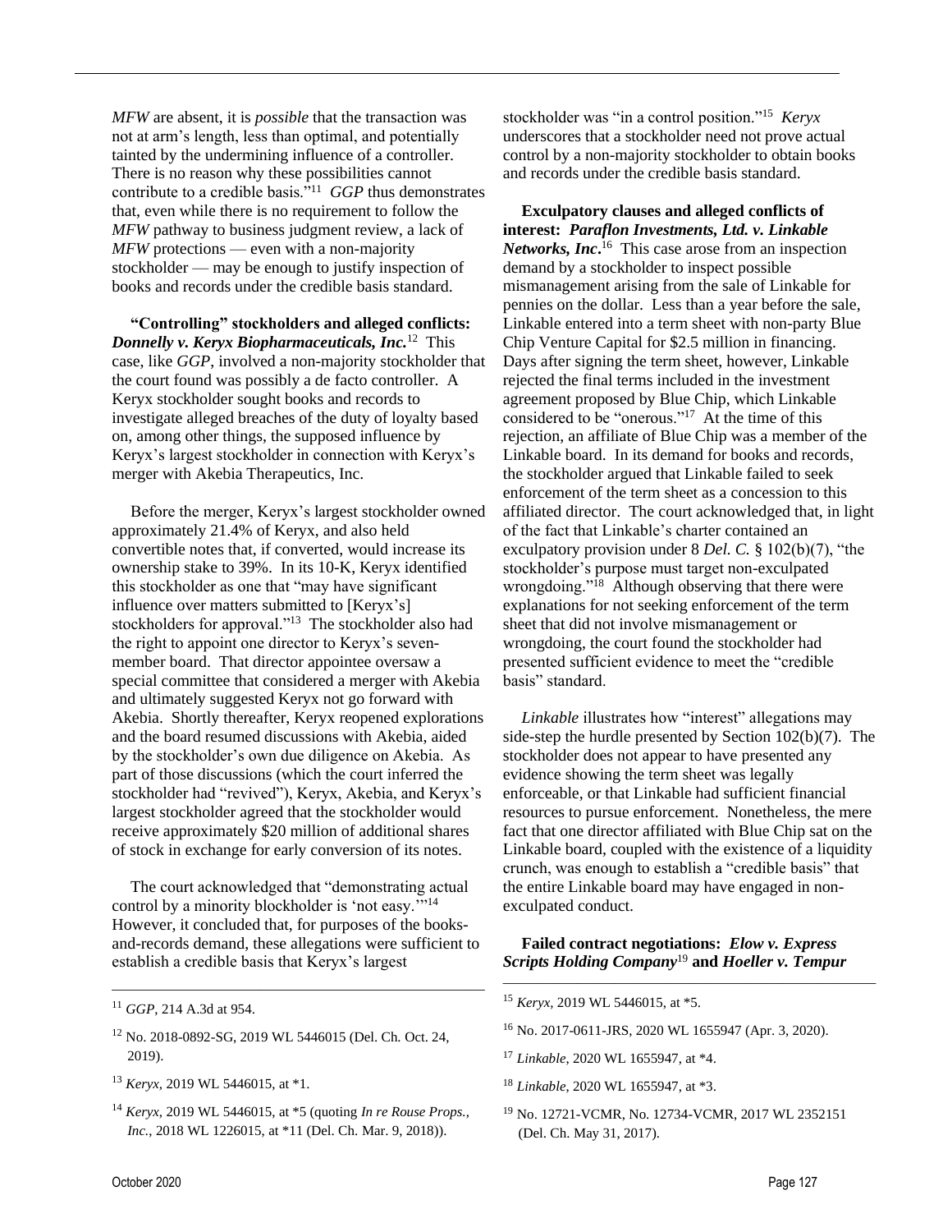*MFW* are absent, it is *possible* that the transaction was not at arm's length, less than optimal, and potentially tainted by the undermining influence of a controller. There is no reason why these possibilities cannot contribute to a credible basis."[11] *GGP* thus demonstrates that, even while there is no requirement to follow the *MFW* pathway to business judgment review, a lack of *MFW* protections — even with a non-majority stockholder — may be enough to justify inspection of books and records under the credible basis standard.

**"Controlling" stockholders and alleged conflicts:** ***Donnelly v. Keryx Biopharmaceuticals, Inc.***[12] This case, like *GGP*, involved a non-majority stockholder that the court found was possibly a de facto controller. A Keryx stockholder sought books and records to investigate alleged breaches of the duty of loyalty based on, among other things, the supposed influence by Keryx's largest stockholder in connection with Keryx's merger with Akebia Therapeutics, Inc.

Before the merger, Keryx's largest stockholder owned approximately 21.4% of Keryx, and also held convertible notes that, if converted, would increase its ownership stake to 39%. In its 10-K, Keryx identified this stockholder as one that "may have significant influence over matters submitted to [Keryx's] stockholders for approval."[13] The stockholder also had the right to appoint one director to Keryx's seven-member board. That director appointee oversaw a special committee that considered a merger with Akebia and ultimately suggested Keryx not go forward with Akebia. Shortly thereafter, Keryx reopened explorations and the board resumed discussions with Akebia, aided by the stockholder's own due diligence on Akebia. As part of those discussions (which the court inferred the stockholder had "revived"), Keryx, Akebia, and Keryx's largest stockholder agreed that the stockholder would receive approximately $20 million of additional shares of stock in exchange for early conversion of its notes.

The court acknowledged that "demonstrating actual control by a minority blockholder is 'not easy.'"[14] However, it concluded that, for purposes of the books-and-records demand, these allegations were sufficient to establish a credible basis that Keryx's largest stockholder was "in a control position."[15] *Keryx* underscores that a stockholder need not prove actual control by a non-majority stockholder to obtain books and records under the credible basis standard.

**Exculpatory clauses and alleged conflicts of interest:** ***Paraflon Investments, Ltd. v. Linkable Networks, Inc.***[16] This case arose from an inspection demand by a stockholder to inspect possible mismanagement arising from the sale of Linkable for pennies on the dollar. Less than a year before the sale, Linkable entered into a term sheet with non-party Blue Chip Venture Capital for $2.5 million in financing. Days after signing the term sheet, however, Linkable rejected the final terms included in the investment agreement proposed by Blue Chip, which Linkable considered to be "onerous."[17] At the time of this rejection, an affiliate of Blue Chip was a member of the Linkable board. In its demand for books and records, the stockholder argued that Linkable failed to seek enforcement of the term sheet as a concession to this affiliated director. The court acknowledged that, in light of the fact that Linkable's charter contained an exculpatory provision under 8 *Del. C.* § 102(b)(7), "the stockholder's purpose must target non-exculpated wrongdoing."[18] Although observing that there were explanations for not seeking enforcement of the term sheet that did not involve mismanagement or wrongdoing, the court found the stockholder had presented sufficient evidence to meet the "credible basis" standard.

*Linkable* illustrates how "interest" allegations may side-step the hurdle presented by Section 102(b)(7). The stockholder does not appear to have presented any evidence showing the term sheet was legally enforceable, or that Linkable had sufficient financial resources to pursue enforcement. Nonetheless, the mere fact that one director affiliated with Blue Chip sat on the Linkable board, coupled with the existence of a liquidity crunch, was enough to establish a "credible basis" that the entire Linkable board may have engaged in non-exculpated conduct.

**Failed contract negotiations:** ***Elow v. Express Scripts Holding Company***[19] **and** ***Hoeller v. Tempur***

---

[11] *GGP*, 214 A.3d at 954.

[12] No. 2018-0892-SG, 2019 WL 5446015 (Del. Ch. Oct. 24, 2019).

[13] *Keryx*, 2019 WL 5446015, at *1.

[14] *Keryx*, 2019 WL 5446015, at *5 (quoting *In re Rouse Props., Inc.*, 2018 WL 1226015, at *11 (Del. Ch. Mar. 9, 2018)).

[15] *Keryx*, 2019 WL 5446015, at *5.

[16] No. 2017-0611-JRS, 2020 WL 1655947 (Apr. 3, 2020).

[17] *Linkable*, 2020 WL 1655947, at *4.

[18] *Linkable*, 2020 WL 1655947, at *3.

[19] No. 12721-VCMR, No. 12734-VCMR, 2017 WL 2352151 (Del. Ch. May 31, 2017).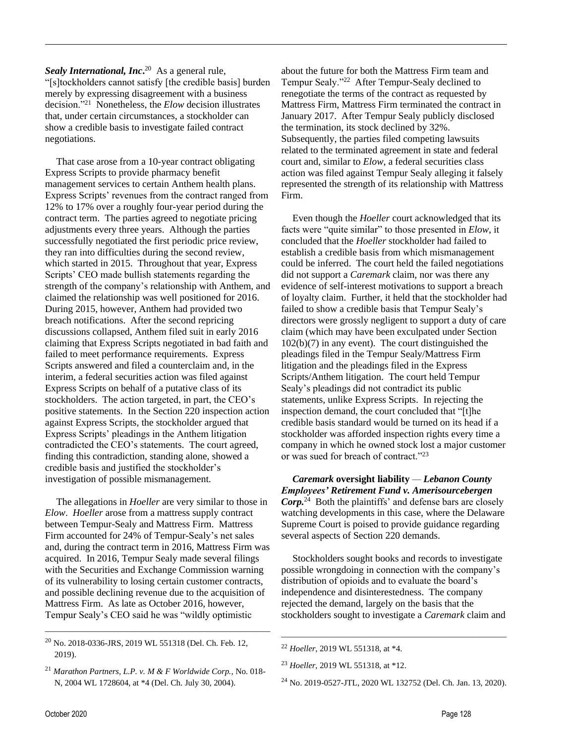***Sealy International, Inc***.[20] As a general rule, "[s]tockholders cannot satisfy [the credible basis] burden merely by expressing disagreement with a business decision."[21] Nonetheless, the *Elow* decision illustrates that, under certain circumstances, a stockholder can show a credible basis to investigate failed contract negotiations.

That case arose from a 10-year contract obligating Express Scripts to provide pharmacy benefit management services to certain Anthem health plans. Express Scripts' revenues from the contract ranged from 12% to 17% over a roughly four-year period during the contract term. The parties agreed to negotiate pricing adjustments every three years. Although the parties successfully negotiated the first periodic price review, they ran into difficulties during the second review, which started in 2015. Throughout that year, Express Scripts' CEO made bullish statements regarding the strength of the company's relationship with Anthem, and claimed the relationship was well positioned for 2016. During 2015, however, Anthem had provided two breach notifications. After the second repricing discussions collapsed, Anthem filed suit in early 2016 claiming that Express Scripts negotiated in bad faith and failed to meet performance requirements. Express Scripts answered and filed a counterclaim and, in the interim, a federal securities action was filed against Express Scripts on behalf of a putative class of its stockholders. The action targeted, in part, the CEO's positive statements. In the Section 220 inspection action against Express Scripts, the stockholder argued that Express Scripts' pleadings in the Anthem litigation contradicted the CEO's statements. The court agreed, finding this contradiction, standing alone, showed a credible basis and justified the stockholder's investigation of possible mismanagement.

The allegations in *Hoeller* are very similar to those in *Elow*. *Hoeller* arose from a mattress supply contract between Tempur-Sealy and Mattress Firm. Mattress Firm accounted for 24% of Tempur-Sealy's net sales and, during the contract term in 2016, Mattress Firm was acquired. In 2016, Tempur Sealy made several filings with the Securities and Exchange Commission warning of its vulnerability to losing certain customer contracts, and possible declining revenue due to the acquisition of Mattress Firm. As late as October 2016, however, Tempur Sealy's CEO said he was "wildly optimistic about the future for both the Mattress Firm team and Tempur Sealy."[22] After Tempur-Sealy declined to renegotiate the terms of the contract as requested by Mattress Firm, Mattress Firm terminated the contract in January 2017. After Tempur Sealy publicly disclosed the termination, its stock declined by 32%. Subsequently, the parties filed competing lawsuits related to the terminated agreement in state and federal court and, similar to *Elow*, a federal securities class action was filed against Tempur Sealy alleging it falsely represented the strength of its relationship with Mattress Firm.

Even though the *Hoeller* court acknowledged that its facts were "quite similar" to those presented in *Elow*, it concluded that the *Hoeller* stockholder had failed to establish a credible basis from which mismanagement could be inferred. The court held the failed negotiations did not support a *Caremark* claim, nor was there any evidence of self-interest motivations to support a breach of loyalty claim. Further, it held that the stockholder had failed to show a credible basis that Tempur Sealy's directors were grossly negligent to support a duty of care claim (which may have been exculpated under Section 102(b)(7) in any event). The court distinguished the pleadings filed in the Tempur Sealy/Mattress Firm litigation and the pleadings filed in the Express Scripts/Anthem litigation. The court held Tempur Sealy's pleadings did not contradict its public statements, unlike Express Scripts. In rejecting the inspection demand, the court concluded that "[t]he credible basis standard would be turned on its head if a stockholder was afforded inspection rights every time a company in which he owned stock lost a major customer or was sued for breach of contract."[23]

***Caremark* oversight liability** — ***Lebanon County Employees' Retirement Fund v. Amerisourcebergen Corp.***[24] Both the plaintiffs' and defense bars are closely watching developments in this case, where the Delaware Supreme Court is poised to provide guidance regarding several aspects of Section 220 demands.

Stockholders sought books and records to investigate possible wrongdoing in connection with the company's distribution of opioids and to evaluate the board's independence and disinterestedness. The company rejected the demand, largely on the basis that the stockholders sought to investigate a *Caremark* claim and

---

[20] No. 2018-0336-JRS, 2019 WL 551318 (Del. Ch. Feb. 12, 2019).

[21] *Marathon Partners, L.P. v. M & F Worldwide Corp.*, No. 018-N, 2004 WL 1728604, at *4 (Del. Ch. July 30, 2004).

[22] *Hoeller*, 2019 WL 551318, at *4.

[23] *Hoeller*, 2019 WL 551318, at *12.

[24] No. 2019-0527-JTL, 2020 WL 132752 (Del. Ch. Jan. 13, 2020).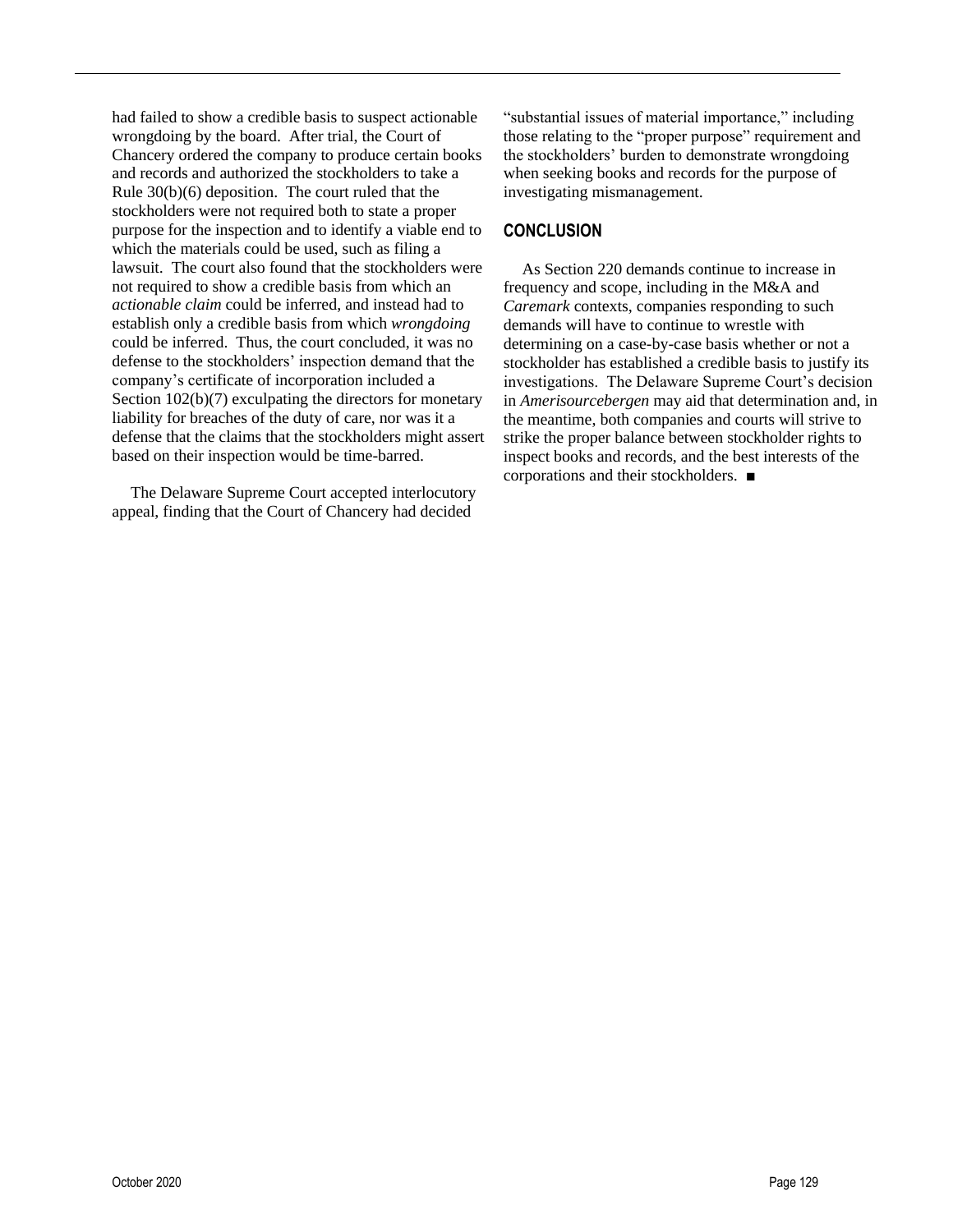had failed to show a credible basis to suspect actionable wrongdoing by the board. After trial, the Court of Chancery ordered the company to produce certain books and records and authorized the stockholders to take a Rule 30(b)(6) deposition. The court ruled that the stockholders were not required both to state a proper purpose for the inspection and to identify a viable end to which the materials could be used, such as filing a lawsuit. The court also found that the stockholders were not required to show a credible basis from which an *actionable claim* could be inferred, and instead had to establish only a credible basis from which *wrongdoing* could be inferred. Thus, the court concluded, it was no defense to the stockholders' inspection demand that the company's certificate of incorporation included a Section 102(b)(7) exculpating the directors for monetary liability for breaches of the duty of care, nor was it a defense that the claims that the stockholders might assert based on their inspection would be time-barred.

The Delaware Supreme Court accepted interlocutory appeal, finding that the Court of Chancery had decided "substantial issues of material importance," including those relating to the "proper purpose" requirement and the stockholders' burden to demonstrate wrongdoing when seeking books and records for the purpose of investigating mismanagement.

## CONCLUSION

As Section 220 demands continue to increase in frequency and scope, including in the M&A and *Caremark* contexts, companies responding to such demands will have to continue to wrestle with determining on a case-by-case basis whether or not a stockholder has established a credible basis to justify its investigations. The Delaware Supreme Court's decision in *Amerisourcebergen* may aid that determination and, in the meantime, both companies and courts will strive to strike the proper balance between stockholder rights to inspect books and records, and the best interests of the corporations and their stockholders. ■